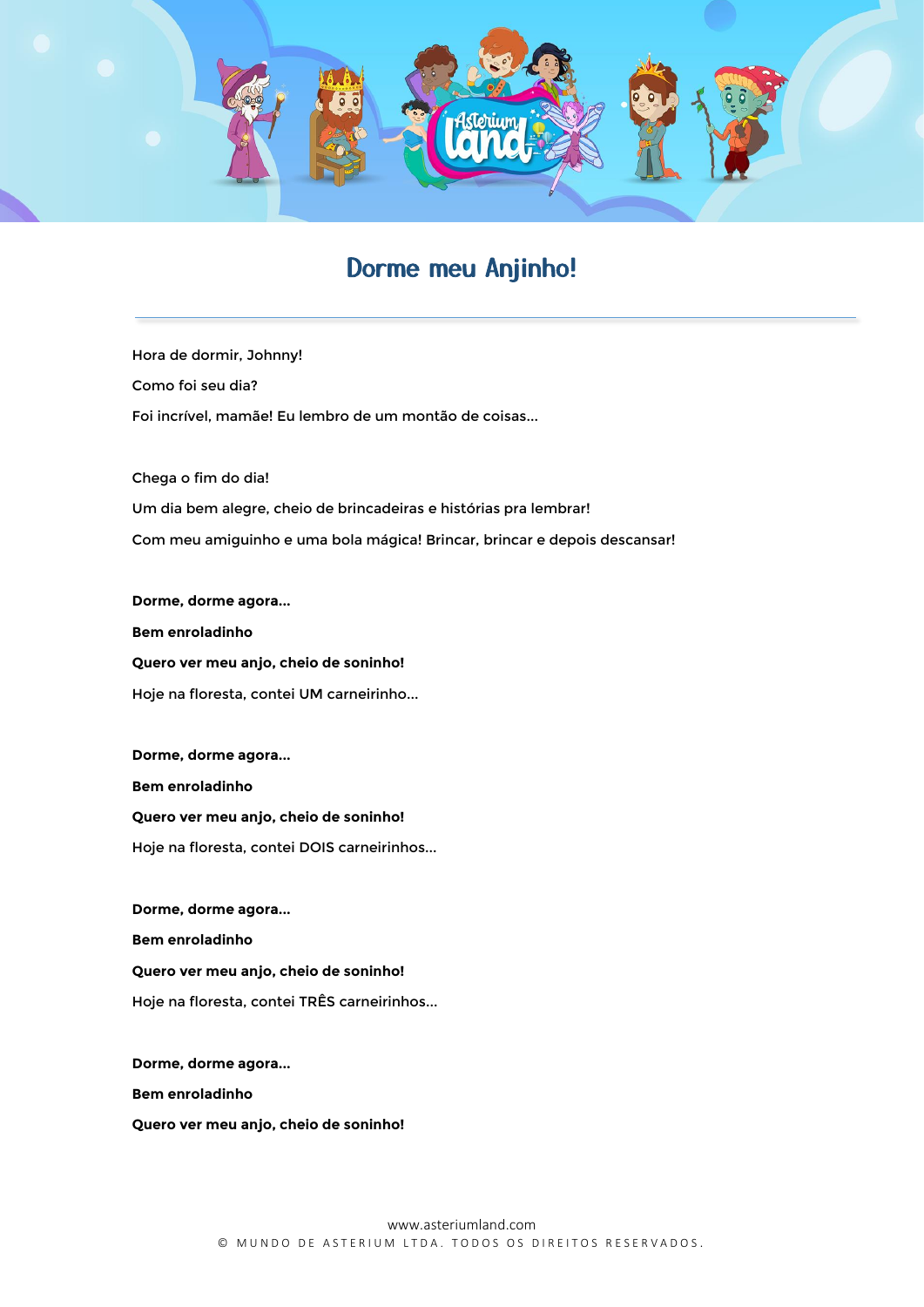# Dorme meu Anjinho!

Hora de dormir, Johnny!

Como foi seu dia?

Foi incrível, mamãe! Eu lembro de um montão de coisas...

Chega o fim do dia!

Um dia bem alegre, cheio de brincadeiras e histórias pra lembrar!

Com meu amiguinho e uma bola mágica! Brincar, brincar e depois descansar!

**Dorme, dorme agora...**

**Bem enroladinho**

**Quero ver meu anjo, cheio de soninho!**

Hoje na floresta, contei UM carneirinho...

**Dorme, dorme agora...**

**Bem enroladinho**

**Quero ver meu anjo, cheio de soninho!**

Hoje na floresta, contei DOIS carneirinhos...

**Dorme, dorme agora...**

**Bem enroladinho**

**Quero ver meu anjo, cheio de soninho!**

Hoje na floresta, contei TRÊS carneirinhos...

**Dorme, dorme agora...**

**Bem enroladinho**

**Quero ver meu anjo, cheio de soninho!**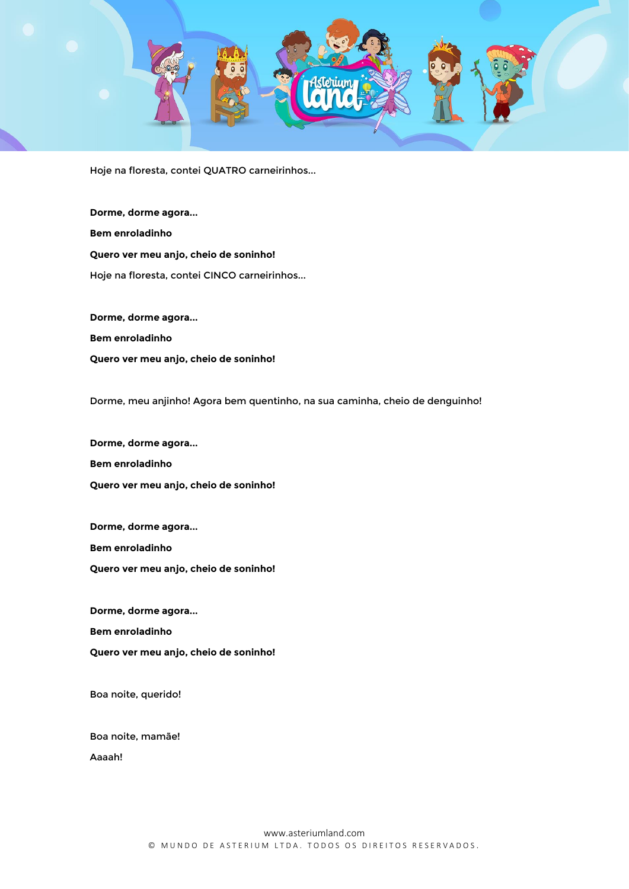Hoje na floresta, contei QUATRO carneirinhos...

**Dorme, dorme agora...**

**Bem enroladinho**

**Quero ver meu anjo, cheio de soninho!**

Hoje na floresta, contei CINCO carneirinhos...

**Dorme, dorme agora...**

**Bem enroladinho**

**Quero ver meu anjo, cheio de soninho!**

Dorme, meu anjinho! Agora bem quentinho, na sua caminha, cheio de denguinho!

**Dorme, dorme agora...**

**Bem enroladinho**

**Quero ver meu anjo, cheio de soninho!**

**Dorme, dorme agora...**

**Bem enroladinho**

**Quero ver meu anjo, cheio de soninho!**

**Dorme, dorme agora...**

**Bem enroladinho**

**Quero ver meu anjo, cheio de soninho!**

Boa noite, querido!

Boa noite, mamãe!

Aaaah!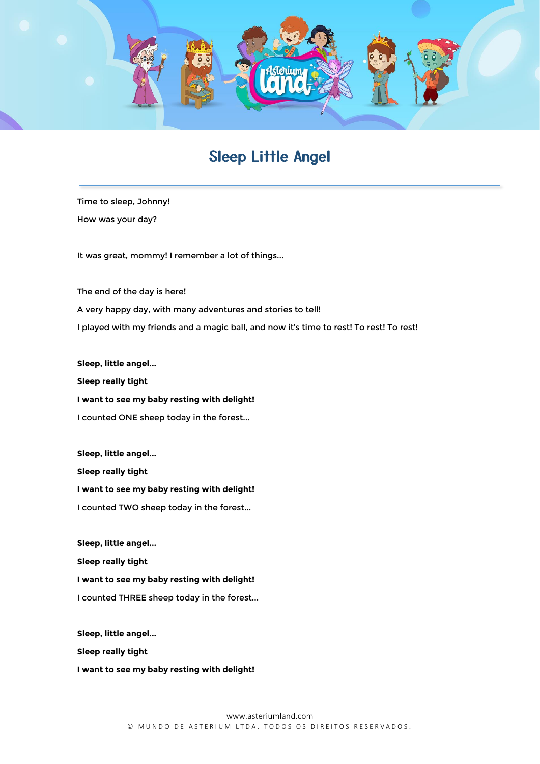# Sleep Little Angel

Time to sleep, Johnny!

How was your day?

It was great, mommy! I remember a lot of things...

The end of the day is here!

A very happy day, with many adventures and stories to tell!

I played with my friends and a magic ball, and now it's time to rest! To rest! To rest!

**Sleep, little angel...**

**Sleep really tight**

**I want to see my baby resting with delight!**

I counted ONE sheep today in the forest...

**Sleep, little angel...**

**Sleep really tight**

**I want to see my baby resting with delight!**

I counted TWO sheep today in the forest...

**Sleep, little angel...**

**Sleep really tight**

**I want to see my baby resting with delight!**

I counted THREE sheep today in the forest...

**Sleep, little angel...**

**Sleep really tight**

**I want to see my baby resting with delight!**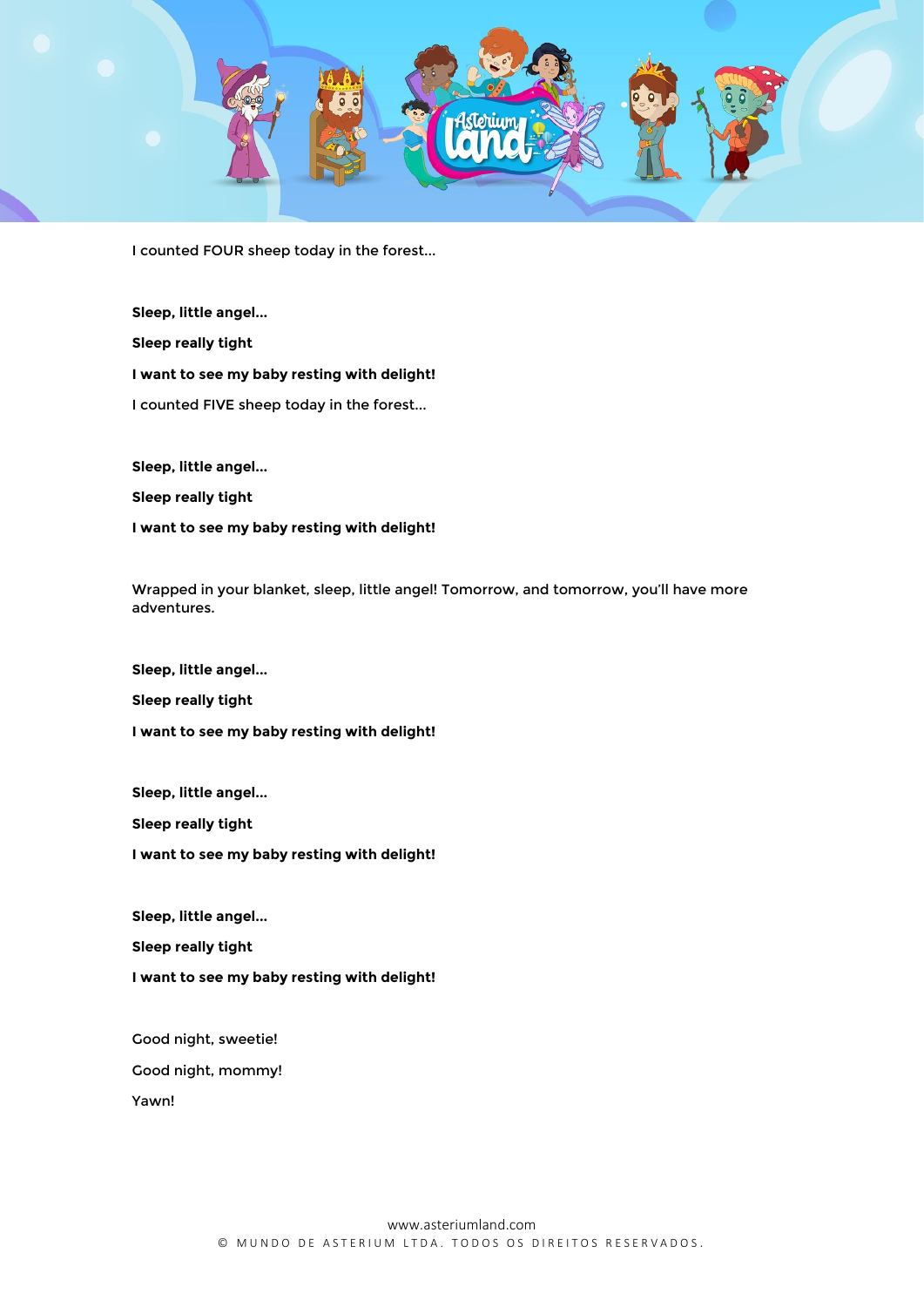I counted FOUR sheep today in the forest...

**Sleep, little angel...**

**Sleep really tight**

**I want to see my baby resting with delight!**

I counted FIVE sheep today in the forest...

**Sleep, little angel...**

**Sleep really tight**

**I want to see my baby resting with delight!**

Wrapped in your blanket, sleep, little angel! Tomorrow, and tomorrow, you'll have more adventures.

**Sleep, little angel...**

**Sleep really tight**

**I want to see my baby resting with delight!**

**Sleep, little angel...**

**Sleep really tight**

**I want to see my baby resting with delight!**

**Sleep, little angel...**

**Sleep really tight**

**I want to see my baby resting with delight!**

Good night, sweetie!

Good night, mommy!

Yawn!